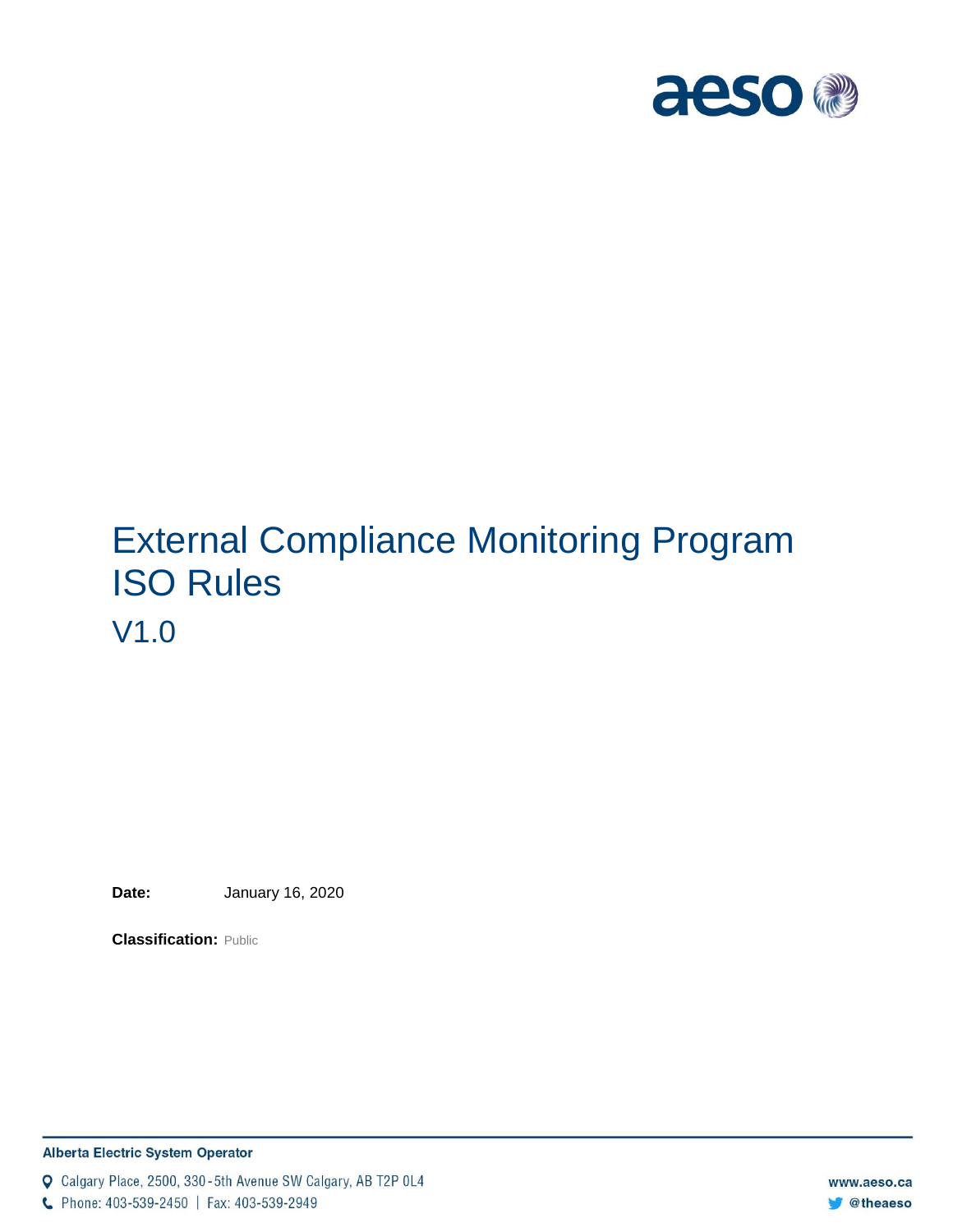# External Compliance Monitoring Program ISO Rules

## V1.0

**Date:** January 16, 2020

**Classification:** Public

**Alberta Electric System Operator**

Calgary Place, 2500, 330-5th Avenue SW Calgary, AB T2P 0L4

Phone: 403-539-2450 | Fax: 403-539-2949

www.aeso.ca

@theaeso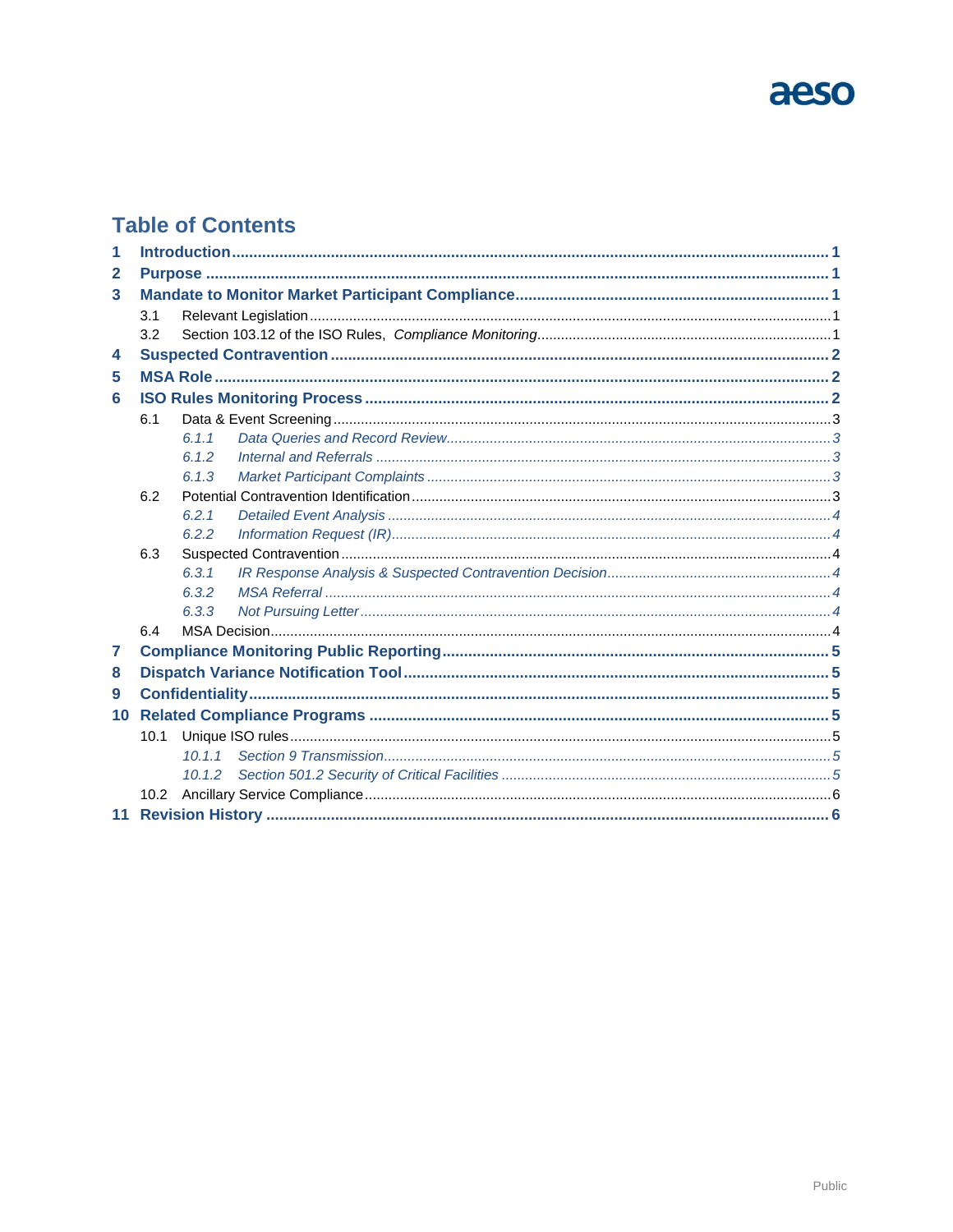# Table of Contents

1 Introduction ........ 1
2 Purpose ........ 1
3 Mandate to Monitor Market Participant Compliance ........ 1
  3.1 Relevant Legislation ........ 1
  3.2 Section 103.12 of the ISO Rules, *Compliance Monitoring* ........ 1
4 Suspected Contravention ........ 2
5 MSA Role ........ 2
6 ISO Rules Monitoring Process ........ 2
  6.1 Data & Event Screening ........ 3
    *6.1.1 Data Queries and Record Review ........ 3*
    *6.1.2 Internal and Referrals ........ 3*
    *6.1.3 Market Participant Complaints ........ 3*
  6.2 Potential Contravention Identification ........ 3
    *6.2.1 Detailed Event Analysis ........ 4*
    *6.2.2 Information Request (IR) ........ 4*
  6.3 Suspected Contravention ........ 4
    *6.3.1 IR Response Analysis & Suspected Contravention Decision ........ 4*
    *6.3.2 MSA Referral ........ 4*
    *6.3.3 Not Pursuing Letter ........ 4*
  6.4 MSA Decision ........ 4
7 Compliance Monitoring Public Reporting ........ 5
8 Dispatch Variance Notification Tool ........ 5
9 Confidentiality ........ 5
10 Related Compliance Programs ........ 5
  10.1 Unique ISO rules ........ 5
    *10.1.1 Section 9 Transmission ........ 5*
    *10.1.2 Section 501.2 Security of Critical Facilities ........ 5*
  10.2 Ancillary Service Compliance ........ 6
11 Revision History ........ 6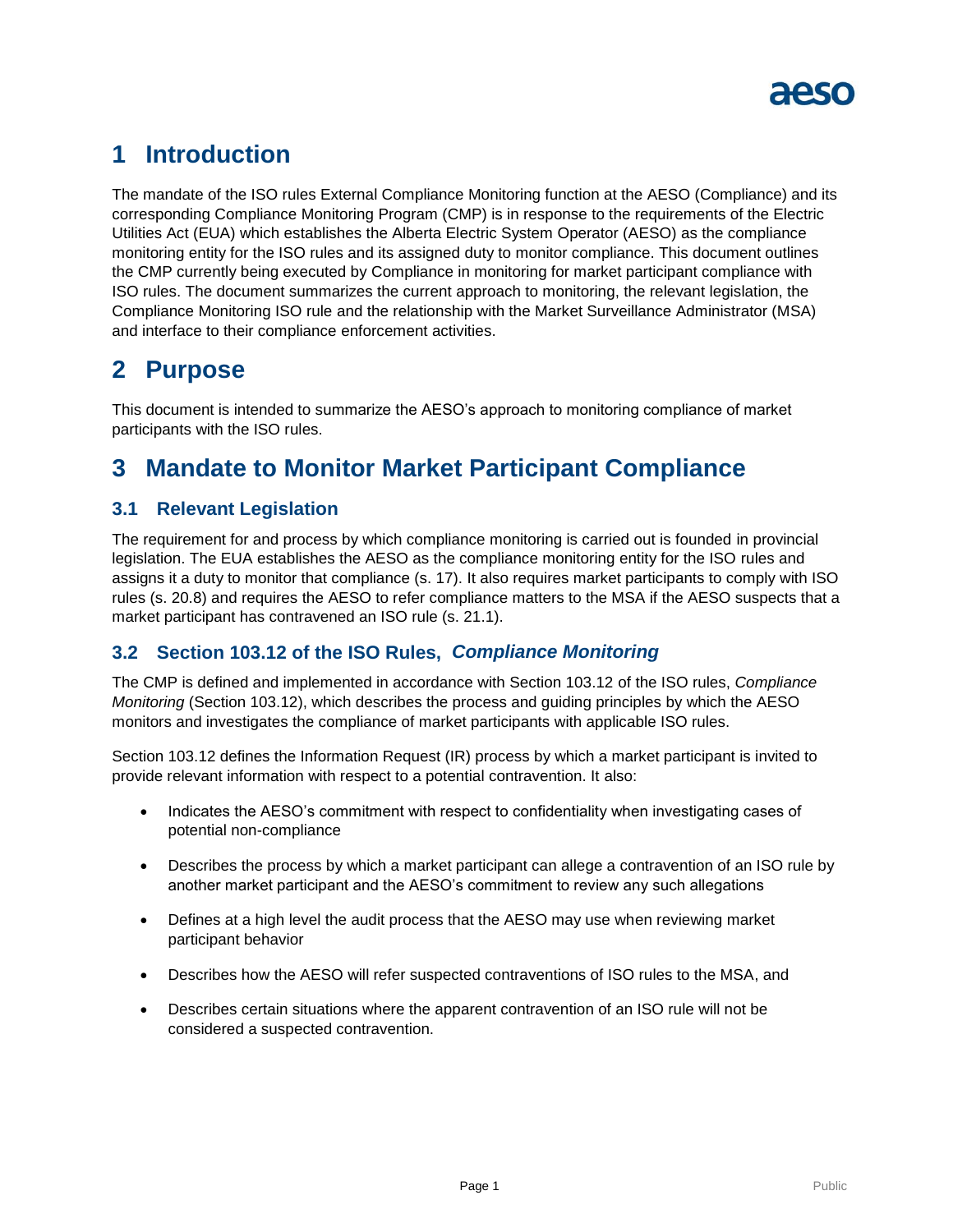# 1 Introduction

The mandate of the ISO rules External Compliance Monitoring function at the AESO (Compliance) and its corresponding Compliance Monitoring Program (CMP) is in response to the requirements of the Electric Utilities Act (EUA) which establishes the Alberta Electric System Operator (AESO) as the compliance monitoring entity for the ISO rules and its assigned duty to monitor compliance. This document outlines the CMP currently being executed by Compliance in monitoring for market participant compliance with ISO rules. The document summarizes the current approach to monitoring, the relevant legislation, the Compliance Monitoring ISO rule and the relationship with the Market Surveillance Administrator (MSA) and interface to their compliance enforcement activities.

# 2 Purpose

This document is intended to summarize the AESO's approach to monitoring compliance of market participants with the ISO rules.

# 3 Mandate to Monitor Market Participant Compliance

## 3.1 Relevant Legislation

The requirement for and process by which compliance monitoring is carried out is founded in provincial legislation. The EUA establishes the AESO as the compliance monitoring entity for the ISO rules and assigns it a duty to monitor that compliance (s. 17). It also requires market participants to comply with ISO rules (s. 20.8) and requires the AESO to refer compliance matters to the MSA if the AESO suspects that a market participant has contravened an ISO rule (s. 21.1).

## 3.2 Section 103.12 of the ISO Rules, *Compliance Monitoring*

The CMP is defined and implemented in accordance with Section 103.12 of the ISO rules, *Compliance Monitoring* (Section 103.12), which describes the process and guiding principles by which the AESO monitors and investigates the compliance of market participants with applicable ISO rules.

Section 103.12 defines the Information Request (IR) process by which a market participant is invited to provide relevant information with respect to a potential contravention. It also:

- Indicates the AESO's commitment with respect to confidentiality when investigating cases of potential non-compliance
- Describes the process by which a market participant can allege a contravention of an ISO rule by another market participant and the AESO's commitment to review any such allegations
- Defines at a high level the audit process that the AESO may use when reviewing market participant behavior
- Describes how the AESO will refer suspected contraventions of ISO rules to the MSA, and
- Describes certain situations where the apparent contravention of an ISO rule will not be considered a suspected contravention.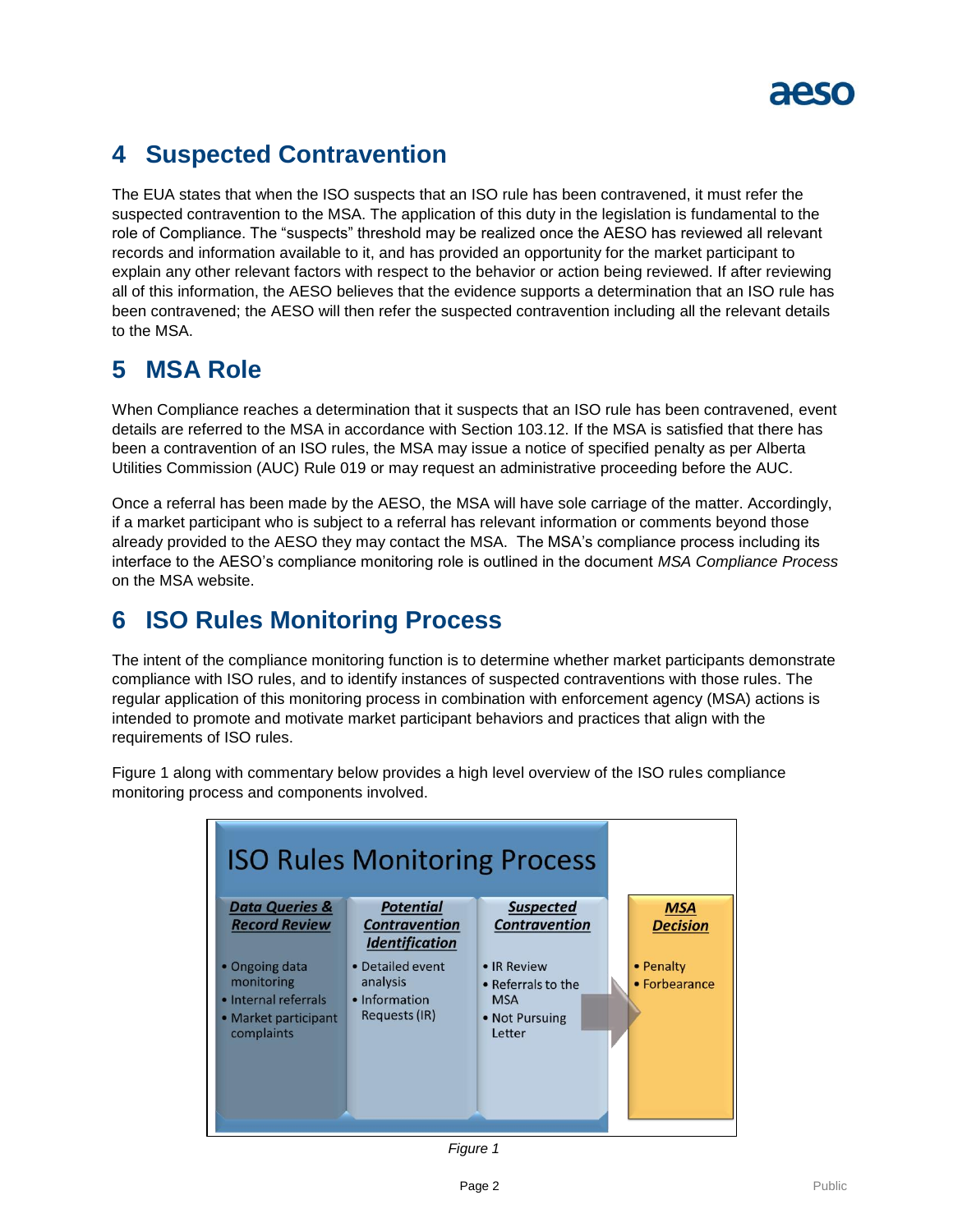## 4 Suspected Contravention

The EUA states that when the ISO suspects that an ISO rule has been contravened, it must refer the suspected contravention to the MSA. The application of this duty in the legislation is fundamental to the role of Compliance. The "suspects" threshold may be realized once the AESO has reviewed all relevant records and information available to it, and has provided an opportunity for the market participant to explain any other relevant factors with respect to the behavior or action being reviewed. If after reviewing all of this information, the AESO believes that the evidence supports a determination that an ISO rule has been contravened; the AESO will then refer the suspected contravention including all the relevant details to the MSA.

## 5 MSA Role

When Compliance reaches a determination that it suspects that an ISO rule has been contravened, event details are referred to the MSA in accordance with Section 103.12. If the MSA is satisfied that there has been a contravention of an ISO rules, the MSA may issue a notice of specified penalty as per Alberta Utilities Commission (AUC) Rule 019 or may request an administrative proceeding before the AUC.

Once a referral has been made by the AESO, the MSA will have sole carriage of the matter. Accordingly, if a market participant who is subject to a referral has relevant information or comments beyond those already provided to the AESO they may contact the MSA. The MSA's compliance process including its interface to the AESO's compliance monitoring role is outlined in the document *MSA Compliance Process* on the MSA website.

## 6 ISO Rules Monitoring Process

The intent of the compliance monitoring function is to determine whether market participants demonstrate compliance with ISO rules, and to identify instances of suspected contraventions with those rules. The regular application of this monitoring process in combination with enforcement agency (MSA) actions is intended to promote and motivate market participant behaviors and practices that align with the requirements of ISO rules.

Figure 1 along with commentary below provides a high level overview of the ISO rules compliance monitoring process and components involved.

**ISO Rules Monitoring Process**

| Data Queries & Record Review | Potential Contravention Identification | Suspected Contravention | MSA Decision |
|---|---|---|---|
| • Ongoing data monitoring<br>• Internal referrals<br>• Market participant complaints | • Detailed event analysis<br>• Information Requests (IR) | • IR Review<br>• Referrals to the MSA<br>• Not Pursuing Letter | • Penalty<br>• Forbearance |

*Figure 1*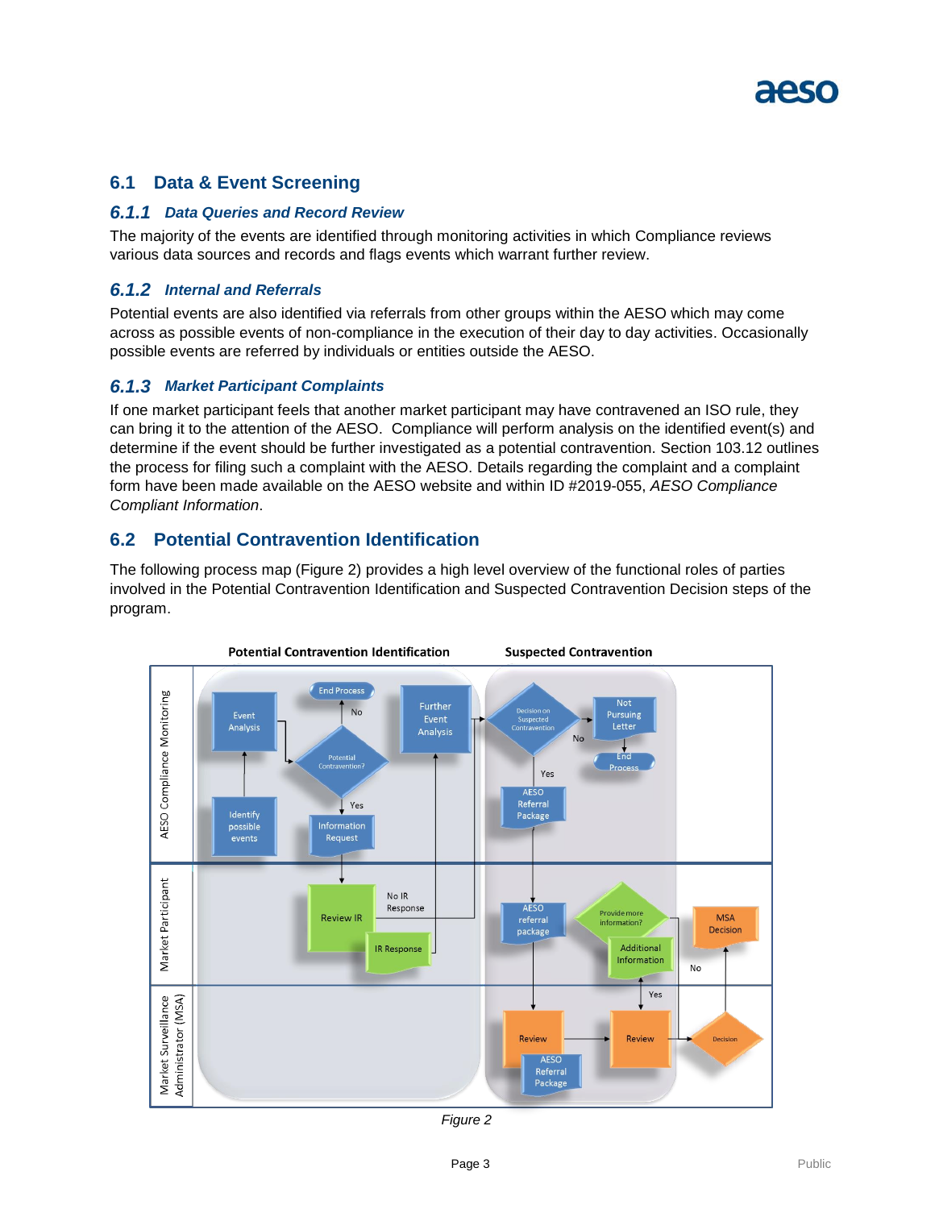## 6.1 Data & Event Screening

### *6.1.1 Data Queries and Record Review*

The majority of the events are identified through monitoring activities in which Compliance reviews various data sources and records and flags events which warrant further review.

### *6.1.2 Internal and Referrals*

Potential events are also identified via referrals from other groups within the AESO which may come across as possible events of non-compliance in the execution of their day to day activities. Occasionally possible events are referred by individuals or entities outside the AESO.

### *6.1.3 Market Participant Complaints*

If one market participant feels that another market participant may have contravened an ISO rule, they can bring it to the attention of the AESO. Compliance will perform analysis on the identified event(s) and determine if the event should be further investigated as a potential contravention. Section 103.12 outlines the process for filing such a complaint with the AESO. Details regarding the complaint and a complaint form have been made available on the AESO website and within ID #2019-055, *AESO Compliance Compliant Information*.

## 6.2 Potential Contravention Identification

The following process map (Figure 2) provides a high level overview of the functional roles of parties involved in the Potential Contravention Identification and Suspected Contravention Decision steps of the program.

*Figure 2*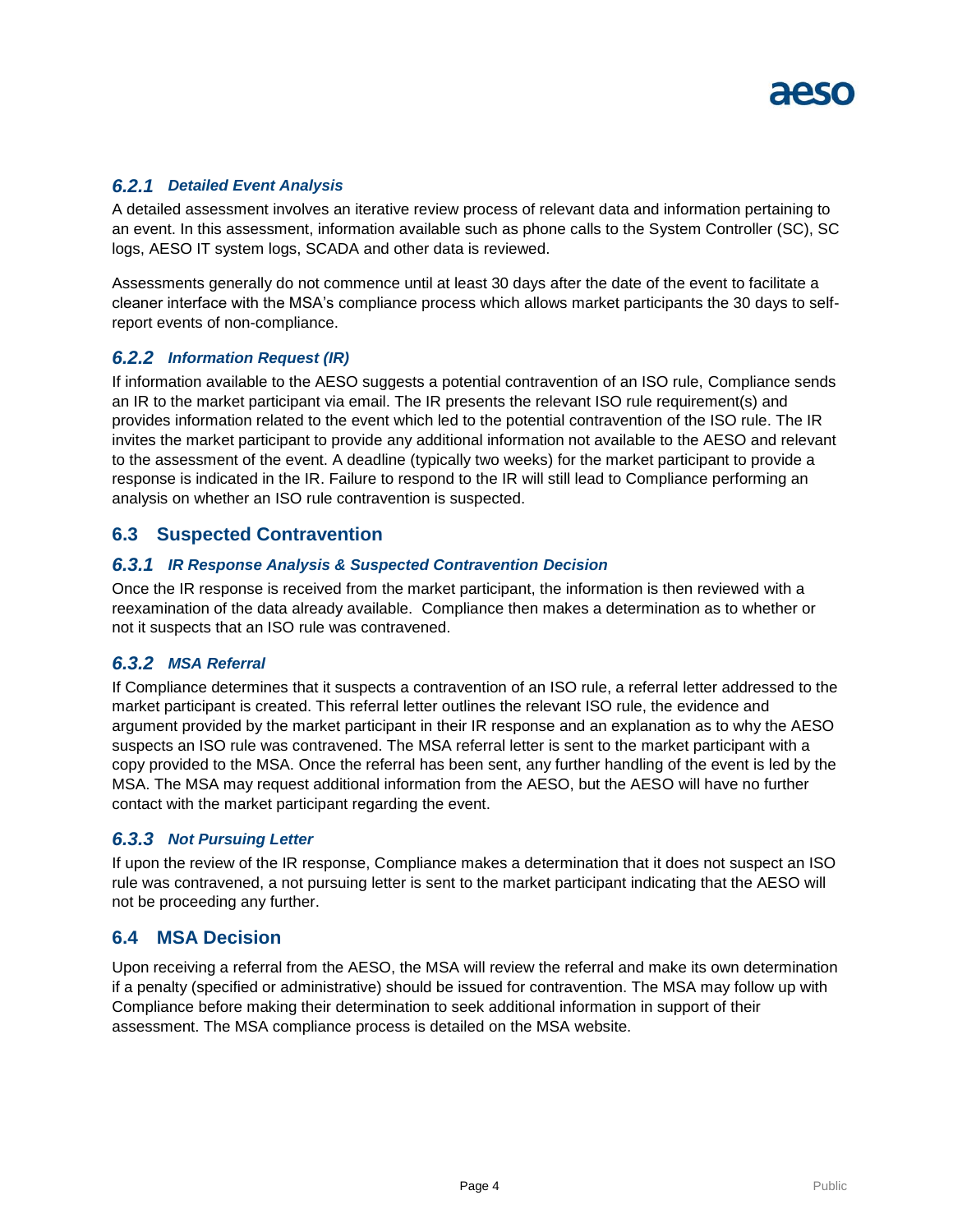### 6.2.1 *Detailed Event Analysis*

A detailed assessment involves an iterative review process of relevant data and information pertaining to an event. In this assessment, information available such as phone calls to the System Controller (SC), SC logs, AESO IT system logs, SCADA and other data is reviewed.

Assessments generally do not commence until at least 30 days after the date of the event to facilitate a cleaner interface with the MSA's compliance process which allows market participants the 30 days to self-report events of non-compliance.

### 6.2.2 *Information Request (IR)*

If information available to the AESO suggests a potential contravention of an ISO rule, Compliance sends an IR to the market participant via email. The IR presents the relevant ISO rule requirement(s) and provides information related to the event which led to the potential contravention of the ISO rule. The IR invites the market participant to provide any additional information not available to the AESO and relevant to the assessment of the event. A deadline (typically two weeks) for the market participant to provide a response is indicated in the IR. Failure to respond to the IR will still lead to Compliance performing an analysis on whether an ISO rule contravention is suspected.

## 6.3 Suspected Contravention

### 6.3.1 *IR Response Analysis & Suspected Contravention Decision*

Once the IR response is received from the market participant, the information is then reviewed with a reexamination of the data already available. Compliance then makes a determination as to whether or not it suspects that an ISO rule was contravened.

### 6.3.2 *MSA Referral*

If Compliance determines that it suspects a contravention of an ISO rule, a referral letter addressed to the market participant is created. This referral letter outlines the relevant ISO rule, the evidence and argument provided by the market participant in their IR response and an explanation as to why the AESO suspects an ISO rule was contravened. The MSA referral letter is sent to the market participant with a copy provided to the MSA. Once the referral has been sent, any further handling of the event is led by the MSA. The MSA may request additional information from the AESO, but the AESO will have no further contact with the market participant regarding the event.

### 6.3.3 *Not Pursuing Letter*

If upon the review of the IR response, Compliance makes a determination that it does not suspect an ISO rule was contravened, a not pursuing letter is sent to the market participant indicating that the AESO will not be proceeding any further.

## 6.4 MSA Decision

Upon receiving a referral from the AESO, the MSA will review the referral and make its own determination if a penalty (specified or administrative) should be issued for contravention. The MSA may follow up with Compliance before making their determination to seek additional information in support of their assessment. The MSA compliance process is detailed on the MSA website.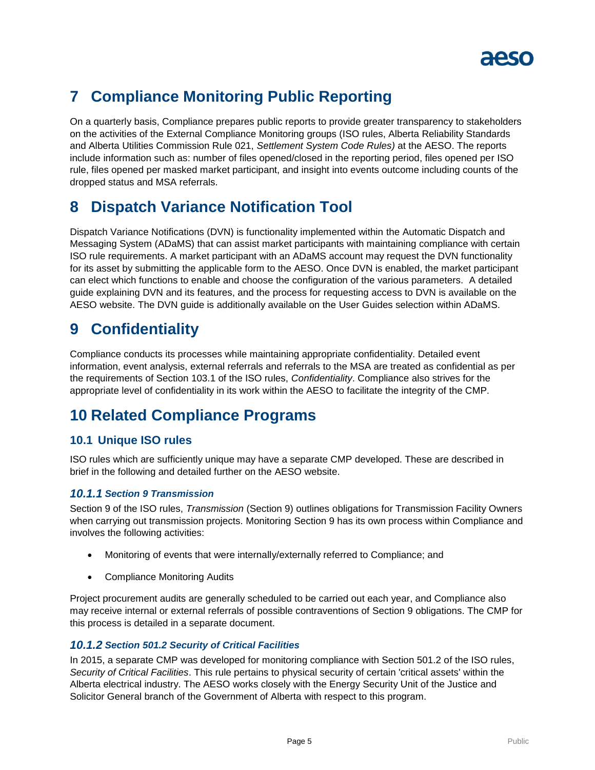# 7 Compliance Monitoring Public Reporting

On a quarterly basis, Compliance prepares public reports to provide greater transparency to stakeholders on the activities of the External Compliance Monitoring groups (ISO rules, Alberta Reliability Standards and Alberta Utilities Commission Rule 021, *Settlement System Code Rules)* at the AESO. The reports include information such as: number of files opened/closed in the reporting period, files opened per ISO rule, files opened per masked market participant, and insight into events outcome including counts of the dropped status and MSA referrals.

# 8 Dispatch Variance Notification Tool

Dispatch Variance Notifications (DVN) is functionality implemented within the Automatic Dispatch and Messaging System (ADaMS) that can assist market participants with maintaining compliance with certain ISO rule requirements. A market participant with an ADaMS account may request the DVN functionality for its asset by submitting the applicable form to the AESO. Once DVN is enabled, the market participant can elect which functions to enable and choose the configuration of the various parameters. A detailed guide explaining DVN and its features, and the process for requesting access to DVN is available on the AESO website. The DVN guide is additionally available on the User Guides selection within ADaMS.

# 9 Confidentiality

Compliance conducts its processes while maintaining appropriate confidentiality. Detailed event information, event analysis, external referrals and referrals to the MSA are treated as confidential as per the requirements of Section 103.1 of the ISO rules, *Confidentiality*. Compliance also strives for the appropriate level of confidentiality in its work within the AESO to facilitate the integrity of the CMP.

# 10 Related Compliance Programs

## 10.1 Unique ISO rules

ISO rules which are sufficiently unique may have a separate CMP developed. These are described in brief in the following and detailed further on the AESO website.

### *10.1.1 Section 9 Transmission*

Section 9 of the ISO rules, *Transmission* (Section 9) outlines obligations for Transmission Facility Owners when carrying out transmission projects. Monitoring Section 9 has its own process within Compliance and involves the following activities:

- Monitoring of events that were internally/externally referred to Compliance; and
- Compliance Monitoring Audits

Project procurement audits are generally scheduled to be carried out each year, and Compliance also may receive internal or external referrals of possible contraventions of Section 9 obligations. The CMP for this process is detailed in a separate document.

### *10.1.2 Section 501.2 Security of Critical Facilities*

In 2015, a separate CMP was developed for monitoring compliance with Section 501.2 of the ISO rules, *Security of Critical Facilities*. This rule pertains to physical security of certain 'critical assets' within the Alberta electrical industry. The AESO works closely with the Energy Security Unit of the Justice and Solicitor General branch of the Government of Alberta with respect to this program.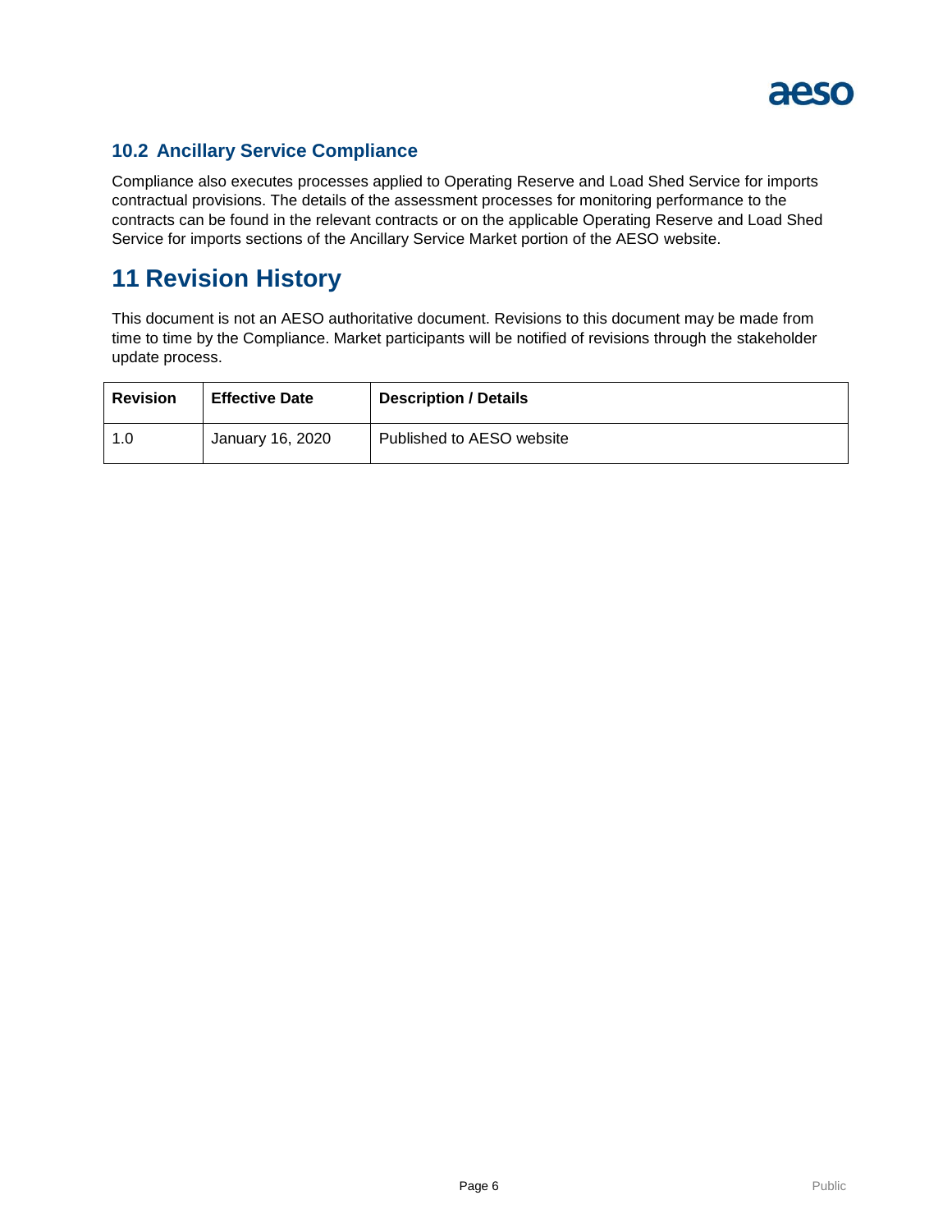## 10.2 Ancillary Service Compliance

Compliance also executes processes applied to Operating Reserve and Load Shed Service for imports contractual provisions. The details of the assessment processes for monitoring performance to the contracts can be found in the relevant contracts or on the applicable Operating Reserve and Load Shed Service for imports sections of the Ancillary Service Market portion of the AESO website.

# 11 Revision History

This document is not an AESO authoritative document. Revisions to this document may be made from time to time by the Compliance. Market participants will be notified of revisions through the stakeholder update process.

| Revision | Effective Date | Description / Details |
|---|---|---|
| 1.0 | January 16, 2020 | Published to AESO website |